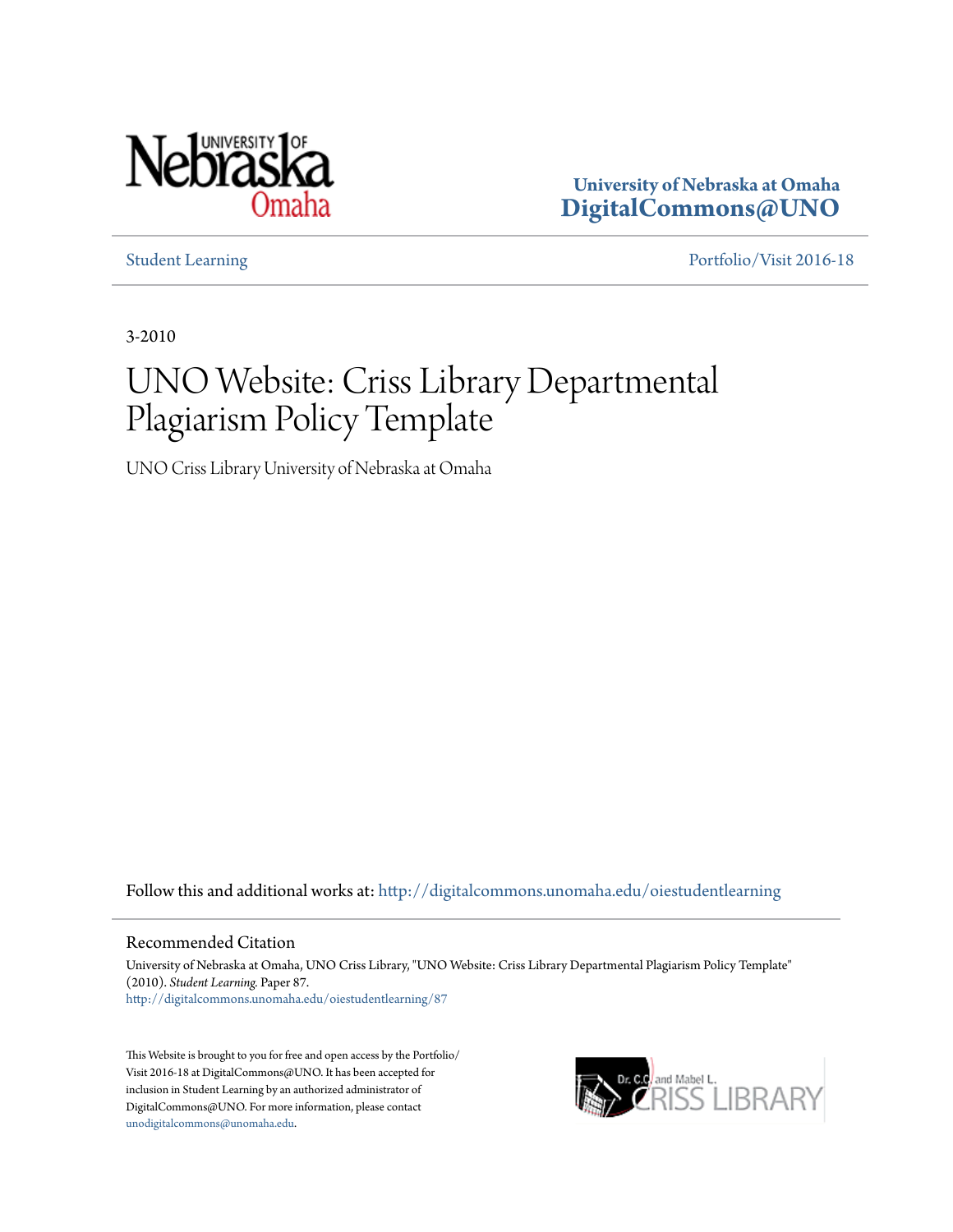University of Nebraska at Omaha
**DigitalCommons@UNO**

Student Learning | Portfolio/Visit 2016-18

3-2010

# UNO Website: Criss Library Departmental Plagiarism Policy Template

UNO Criss Library University of Nebraska at Omaha

Follow this and additional works at: http://digitalcommons.unomaha.edu/oiestudentlearning

## Recommended Citation

University of Nebraska at Omaha, UNO Criss Library, "UNO Website: Criss Library Departmental Plagiarism Policy Template" (2010). *Student Learning.* Paper 87.
http://digitalcommons.unomaha.edu/oiestudentlearning/87

This Website is brought to you for free and open access by the Portfolio/Visit 2016-18 at DigitalCommons@UNO. It has been accepted for inclusion in Student Learning by an authorized administrator of DigitalCommons@UNO. For more information, please contact unodigitalcommons@unomaha.edu.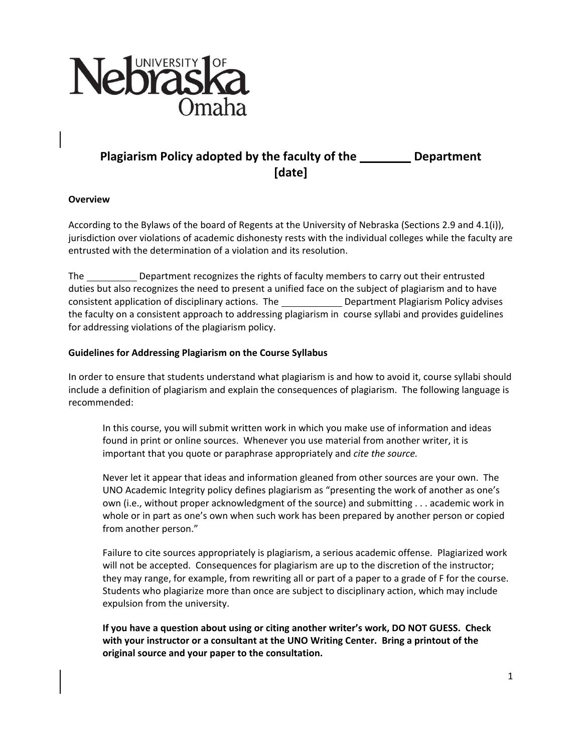# Plagiarism Policy adopted by the faculty of the ________ Department [date]

### Overview

According to the Bylaws of the board of Regents at the University of Nebraska (Sections 2.9 and 4.1(i)), jurisdiction over violations of academic dishonesty rests with the individual colleges while the faculty are entrusted with the determination of a violation and its resolution.

The __________ Department recognizes the rights of faculty members to carry out their entrusted duties but also recognizes the need to present a unified face on the subject of plagiarism and to have consistent application of disciplinary actions. The ____________ Department Plagiarism Policy advises the faculty on a consistent approach to addressing plagiarism in course syllabi and provides guidelines for addressing violations of the plagiarism policy.

### Guidelines for Addressing Plagiarism on the Course Syllabus

In order to ensure that students understand what plagiarism is and how to avoid it, course syllabi should include a definition of plagiarism and explain the consequences of plagiarism. The following language is recommended:

> In this course, you will submit written work in which you make use of information and ideas found in print or online sources. Whenever you use material from another writer, it is important that you quote or paraphrase appropriately and *cite the source.*
>
> Never let it appear that ideas and information gleaned from other sources are your own. The UNO Academic Integrity policy defines plagiarism as "presenting the work of another as one's own (i.e., without proper acknowledgment of the source) and submitting . . . academic work in whole or in part as one's own when such work has been prepared by another person or copied from another person."
>
> Failure to cite sources appropriately is plagiarism, a serious academic offense. Plagiarized work will not be accepted. Consequences for plagiarism are up to the discretion of the instructor; they may range, for example, from rewriting all or part of a paper to a grade of F for the course. Students who plagiarize more than once are subject to disciplinary action, which may include expulsion from the university.
>
> **If you have a question about using or citing another writer's work, DO NOT GUESS. Check with your instructor or a consultant at the UNO Writing Center. Bring a printout of the original source and your paper to the consultation.**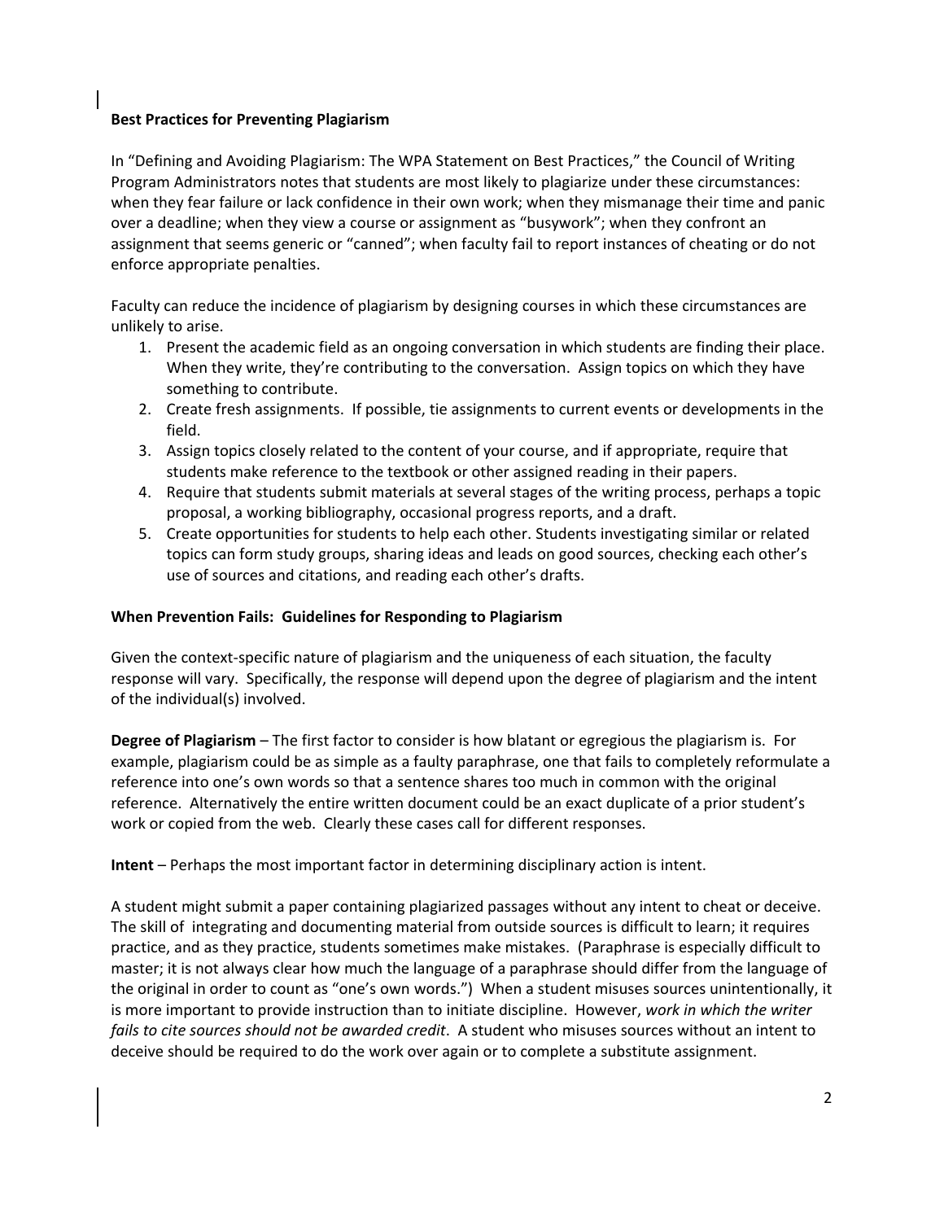**Best Practices for Preventing Plagiarism**

In "Defining and Avoiding Plagiarism: The WPA Statement on Best Practices," the Council of Writing Program Administrators notes that students are most likely to plagiarize under these circumstances: when they fear failure or lack confidence in their own work; when they mismanage their time and panic over a deadline; when they view a course or assignment as "busywork"; when they confront an assignment that seems generic or "canned"; when faculty fail to report instances of cheating or do not enforce appropriate penalties.

Faculty can reduce the incidence of plagiarism by designing courses in which these circumstances are unlikely to arise.

1. Present the academic field as an ongoing conversation in which students are finding their place. When they write, they're contributing to the conversation. Assign topics on which they have something to contribute.
2. Create fresh assignments. If possible, tie assignments to current events or developments in the field.
3. Assign topics closely related to the content of your course, and if appropriate, require that students make reference to the textbook or other assigned reading in their papers.
4. Require that students submit materials at several stages of the writing process, perhaps a topic proposal, a working bibliography, occasional progress reports, and a draft.
5. Create opportunities for students to help each other. Students investigating similar or related topics can form study groups, sharing ideas and leads on good sources, checking each other's use of sources and citations, and reading each other's drafts.

**When Prevention Fails: Guidelines for Responding to Plagiarism**

Given the context-specific nature of plagiarism and the uniqueness of each situation, the faculty response will vary. Specifically, the response will depend upon the degree of plagiarism and the intent of the individual(s) involved.

**Degree of Plagiarism** – The first factor to consider is how blatant or egregious the plagiarism is. For example, plagiarism could be as simple as a faulty paraphrase, one that fails to completely reformulate a reference into one's own words so that a sentence shares too much in common with the original reference. Alternatively the entire written document could be an exact duplicate of a prior student's work or copied from the web. Clearly these cases call for different responses.

**Intent** – Perhaps the most important factor in determining disciplinary action is intent.

A student might submit a paper containing plagiarized passages without any intent to cheat or deceive. The skill of integrating and documenting material from outside sources is difficult to learn; it requires practice, and as they practice, students sometimes make mistakes. (Paraphrase is especially difficult to master; it is not always clear how much the language of a paraphrase should differ from the language of the original in order to count as "one's own words.") When a student misuses sources unintentionally, it is more important to provide instruction than to initiate discipline. However, *work in which the writer fails to cite sources should not be awarded credit*. A student who misuses sources without an intent to deceive should be required to do the work over again or to complete a substitute assignment.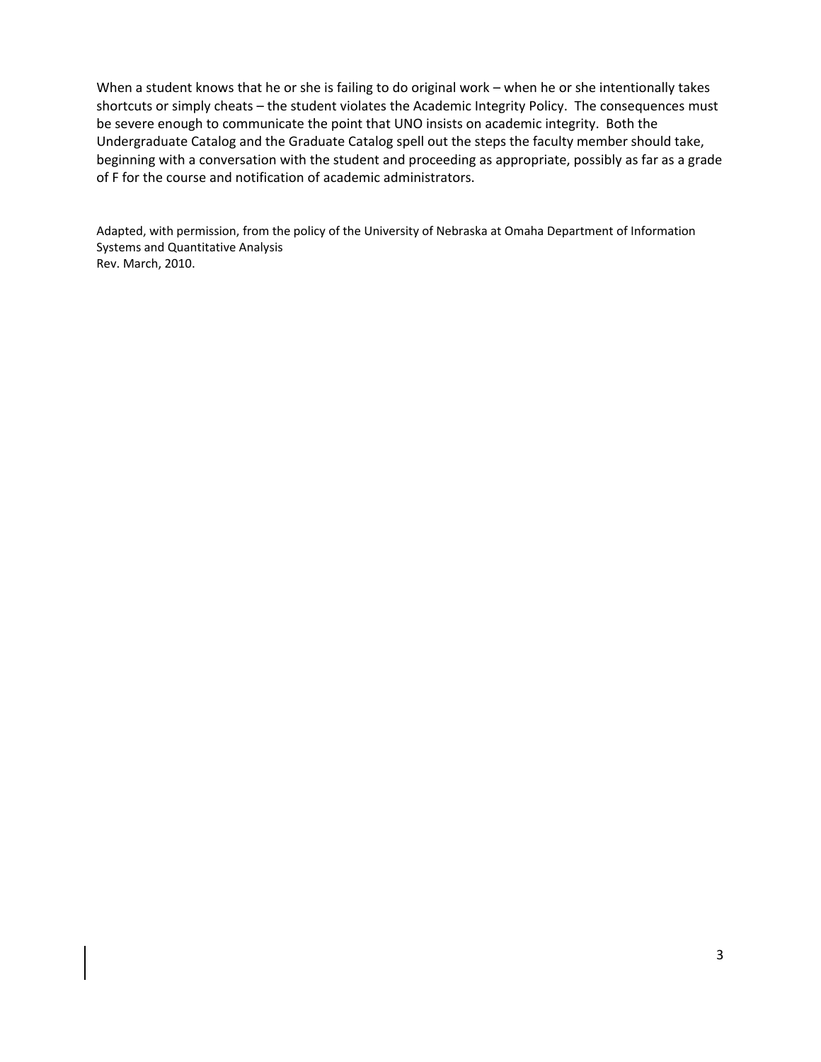When a student knows that he or she is failing to do original work – when he or she intentionally takes shortcuts or simply cheats – the student violates the Academic Integrity Policy. The consequences must be severe enough to communicate the point that UNO insists on academic integrity. Both the Undergraduate Catalog and the Graduate Catalog spell out the steps the faculty member should take, beginning with a conversation with the student and proceeding as appropriate, possibly as far as a grade of F for the course and notification of academic administrators.

Adapted, with permission, from the policy of the University of Nebraska at Omaha Department of Information Systems and Quantitative Analysis
Rev. March, 2010.